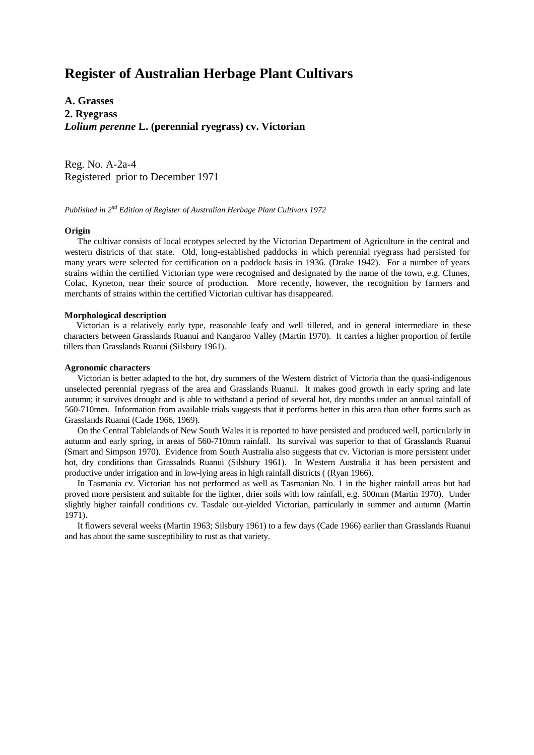# Register of Australian Herbage Plant Cultivars

**A. Grasses**
**2. Ryegrass**
***Lolium perenne* L. (perennial ryegrass) cv. Victorian**

Reg. No. A-2a-4
Registered prior to December 1971

*Published in 2nd Edition of Register of Australian Herbage Plant Cultivars 1972*

### Origin

The cultivar consists of local ecotypes selected by the Victorian Department of Agriculture in the central and western districts of that state. Old, long-established paddocks in which perennial ryegrass had persisted for many years were selected for certification on a paddock basis in 1936. (Drake 1942). For a number of years strains within the certified Victorian type were recognised and designated by the name of the town, e.g. Clunes, Colac, Kyneton, near their source of production. More recently, however, the recognition by farmers and merchants of strains within the certified Victorian cultivar has disappeared.

### Morphological description

Victorian is a relatively early type, reasonable leafy and well tillered, and in general intermediate in these characters between Grasslands Ruanui and Kangaroo Valley (Martin 1970). It carries a higher proportion of fertile tillers than Grasslands Ruanui (Silsbury 1961).

### Agronomic characters

Victorian is better adapted to the hot, dry summers of the Western district of Victoria than the quasi-indigenous unselected perennial ryegrass of the area and Grasslands Ruanui. It makes good growth in early spring and late autumn; it survives drought and is able to withstand a period of several hot, dry months under an annual rainfall of 560-710mm. Information from available trials suggests that it performs better in this area than other forms such as Grasslands Ruanui (Cade 1966, 1969).

On the Central Tablelands of New South Wales it is reported to have persisted and produced well, particularly in autumn and early spring, in areas of 560-710mm rainfall. Its survival was superior to that of Grasslands Ruanui (Smart and Simpson 1970). Evidence from South Australia also suggests that cv. Victorian is more persistent under hot, dry conditions than Grassalnds Ruanui (Silsbury 1961). In Western Australia it has been persistent and productive under irrigation and in low-lying areas in high rainfall districts ( (Ryan 1966).

In Tasmania cv. Victorian has not performed as well as Tasmanian No. 1 in the higher rainfall areas but had proved more persistent and suitable for the lighter, drier soils with low rainfall, e.g. 500mm (Martin 1970). Under slightly higher rainfall conditions cv. Tasdale out-yielded Victorian, particularly in summer and autumn (Martin 1971).

It flowers several weeks (Martin 1963; Silsbury 1961) to a few days (Cade 1966) earlier than Grasslands Ruanui and has about the same susceptibility to rust as that variety.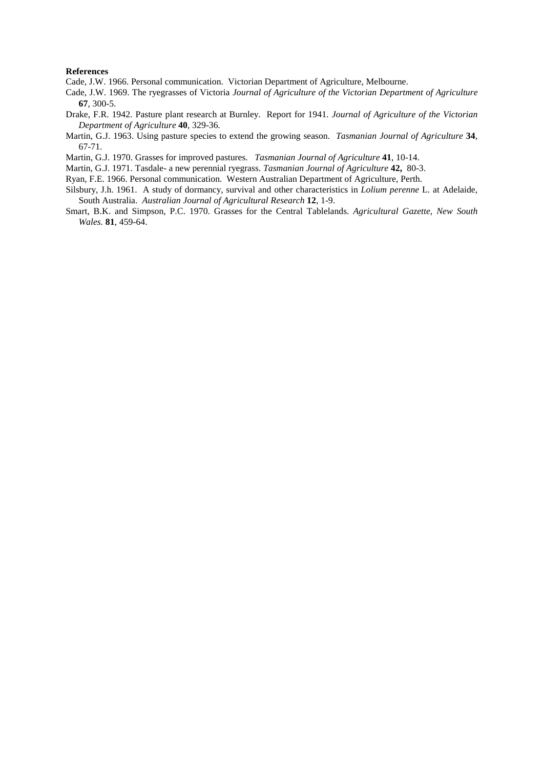**References**

Cade, J.W. 1966. Personal communication. Victorian Department of Agriculture, Melbourne.

Cade, J.W. 1969. The ryegrasses of Victoria *Journal of Agriculture of the Victorian Department of Agriculture* **67**, 300-5.

Drake, F.R. 1942. Pasture plant research at Burnley. Report for 1941. *Journal of Agriculture of the Victorian Department of Agriculture* **40**, 329-36.

Martin, G.J. 1963. Using pasture species to extend the growing season. *Tasmanian Journal of Agriculture* **34**, 67-71.

Martin, G.J. 1970. Grasses for improved pastures. *Tasmanian Journal of Agriculture* **41**, 10-14.

Martin, G.J. 1971. Tasdale- a new perennial ryegrass. *Tasmanian Journal of Agriculture* **42,** 80-3.

Ryan, F.E. 1966. Personal communication. Western Australian Department of Agriculture, Perth.

Silsbury, J.h. 1961. A study of dormancy, survival and other characteristics in *Lolium perenne* L. at Adelaide, South Australia. *Australian Journal of Agricultural Research* **12**, 1-9.

Smart, B.K. and Simpson, P.C. 1970. Grasses for the Central Tablelands. *Agricultural Gazette, New South Wales.* **81**, 459-64.